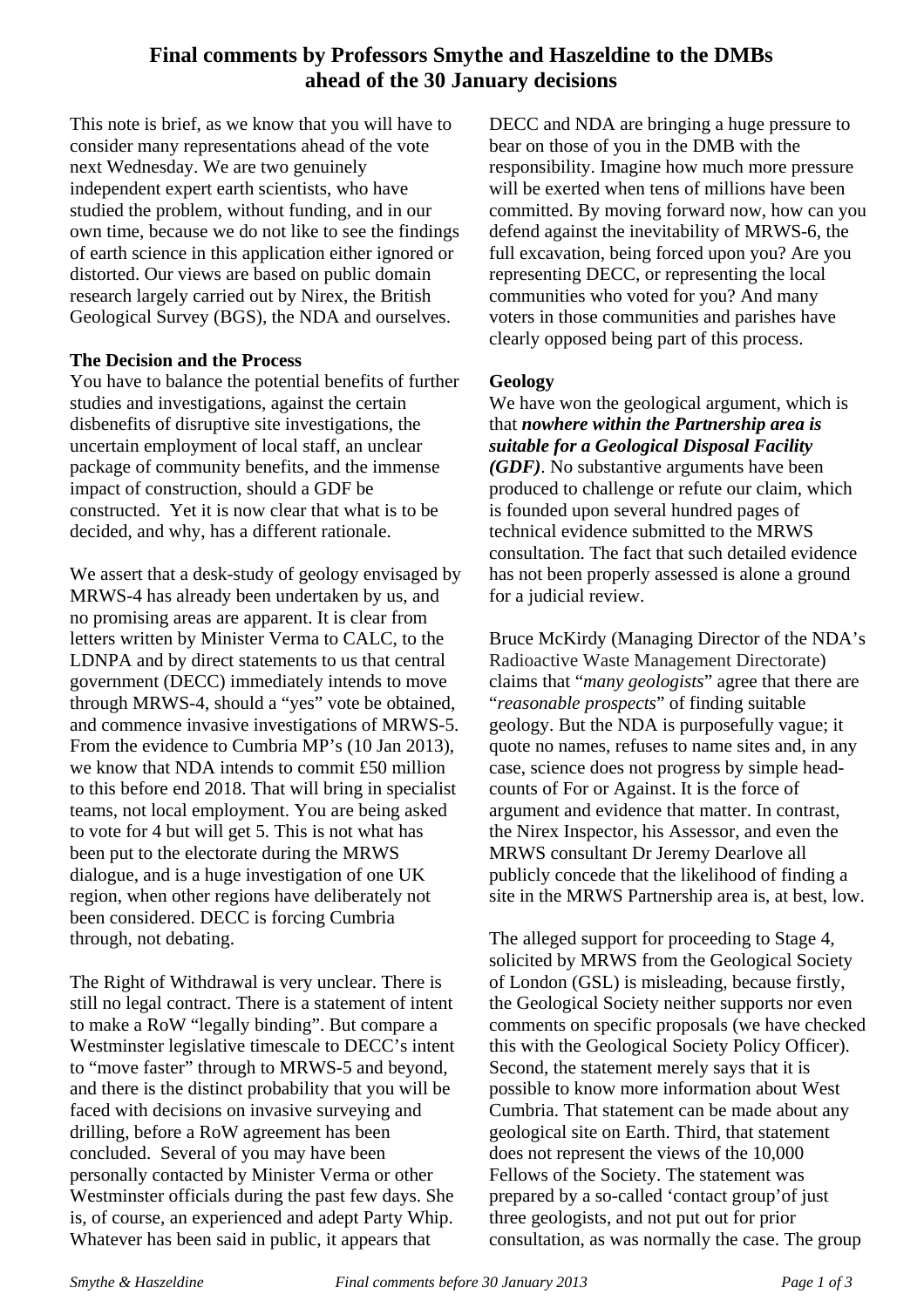# Final comments by Professors Smythe and Haszeldine to the DMBs ahead of the 30 January decisions

This note is brief, as we know that you will have to consider many representations ahead of the vote next Wednesday. We are two genuinely independent expert earth scientists, who have studied the problem, without funding, and in our own time, because we do not like to see the findings of earth science in this application either ignored or distorted. Our views are based on public domain research largely carried out by Nirex, the British Geological Survey (BGS), the NDA and ourselves.

**The Decision and the Process**

You have to balance the potential benefits of further studies and investigations, against the certain disbenefits of disruptive site investigations, the uncertain employment of local staff, an unclear package of community benefits, and the immense impact of construction, should a GDF be constructed. Yet it is now clear that what is to be decided, and why, has a different rationale.

We assert that a desk-study of geology envisaged by MRWS-4 has already been undertaken by us, and no promising areas are apparent. It is clear from letters written by Minister Verma to CALC, to the LDNPA and by direct statements to us that central government (DECC) immediately intends to move through MRWS-4, should a "yes" vote be obtained, and commence invasive investigations of MRWS-5. From the evidence to Cumbria MP's (10 Jan 2013), we know that NDA intends to commit £50 million to this before end 2018. That will bring in specialist teams, not local employment. You are being asked to vote for 4 but will get 5. This is not what has been put to the electorate during the MRWS dialogue, and is a huge investigation of one UK region, when other regions have deliberately not been considered. DECC is forcing Cumbria through, not debating.

The Right of Withdrawal is very unclear. There is still no legal contract. There is a statement of intent to make a RoW "legally binding". But compare a Westminster legislative timescale to DECC's intent to "move faster" through to MRWS-5 and beyond, and there is the distinct probability that you will be faced with decisions on invasive surveying and drilling, before a RoW agreement has been concluded. Several of you may have been personally contacted by Minister Verma or other Westminster officials during the past few days. She is, of course, an experienced and adept Party Whip. Whatever has been said in public, it appears that DECC and NDA are bringing a huge pressure to bear on those of you in the DMB with the responsibility. Imagine how much more pressure will be exerted when tens of millions have been committed. By moving forward now, how can you defend against the inevitability of MRWS-6, the full excavation, being forced upon you? Are you representing DECC, or representing the local communities who voted for you? And many voters in those communities and parishes have clearly opposed being part of this process.

**Geology**

We have won the geological argument, which is that ***nowhere within the Partnership area is suitable for a Geological Disposal Facility (GDF)***. No substantive arguments have been produced to challenge or refute our claim, which is founded upon several hundred pages of technical evidence submitted to the MRWS consultation. The fact that such detailed evidence has not been properly assessed is alone a ground for a judicial review.

Bruce McKirdy (Managing Director of the NDA's Radioactive Waste Management Directorate) claims that "*many geologists*" agree that there are "*reasonable prospects*" of finding suitable geology. But the NDA is purposefully vague; it quote no names, refuses to name sites and, in any case, science does not progress by simple head-counts of For or Against. It is the force of argument and evidence that matter. In contrast, the Nirex Inspector, his Assessor, and even the MRWS consultant Dr Jeremy Dearlove all publicly concede that the likelihood of finding a site in the MRWS Partnership area is, at best, low.

The alleged support for proceeding to Stage 4, solicited by MRWS from the Geological Society of London (GSL) is misleading, because firstly, the Geological Society neither supports nor even comments on specific proposals (we have checked this with the Geological Society Policy Officer). Second, the statement merely says that it is possible to know more information about West Cumbria. That statement can be made about any geological site on Earth. Third, that statement does not represent the views of the 10,000 Fellows of the Society. The statement was prepared by a so-called 'contact group'of just three geologists, and not put out for prior consultation, as was normally the case. The group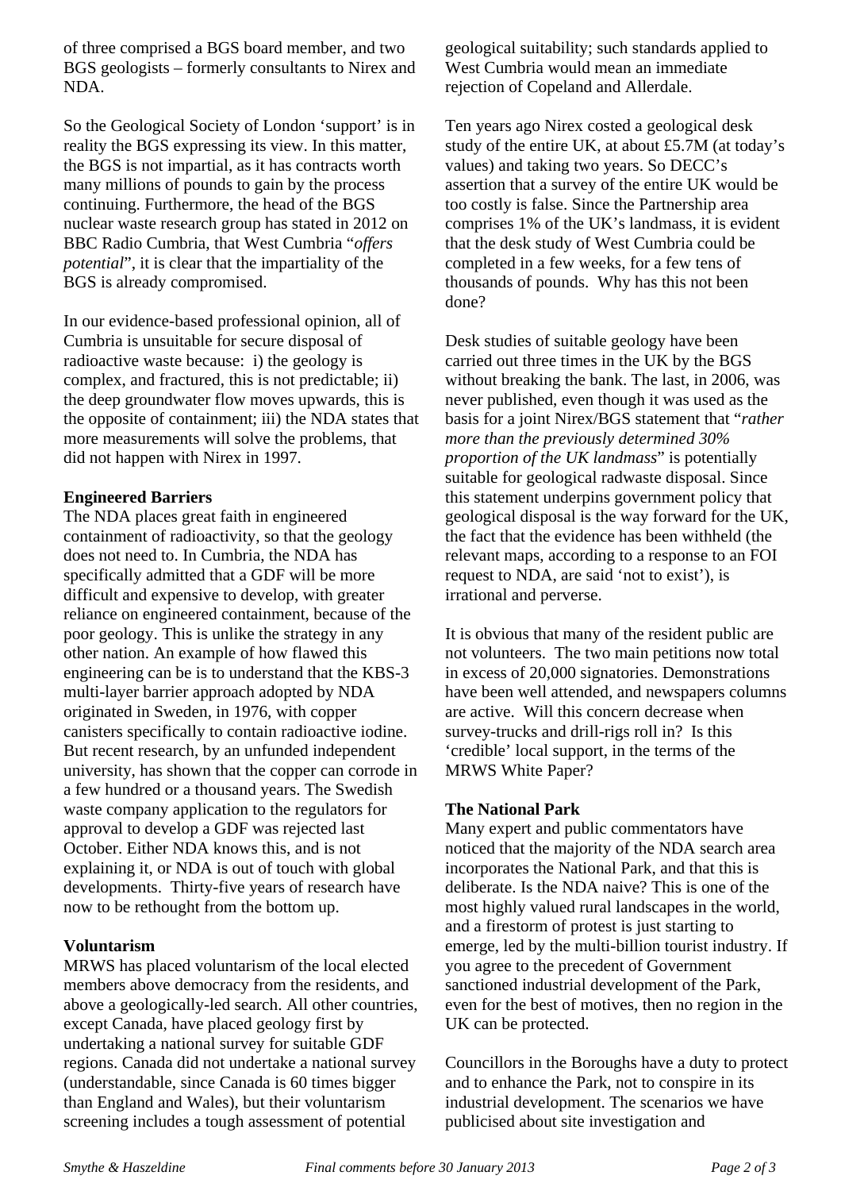of three comprised a BGS board member, and two BGS geologists – formerly consultants to Nirex and NDA.

So the Geological Society of London 'support' is in reality the BGS expressing its view. In this matter, the BGS is not impartial, as it has contracts worth many millions of pounds to gain by the process continuing. Furthermore, the head of the BGS nuclear waste research group has stated in 2012 on BBC Radio Cumbria, that West Cumbria "*offers potential*", it is clear that the impartiality of the BGS is already compromised.

In our evidence-based professional opinion, all of Cumbria is unsuitable for secure disposal of radioactive waste because: i) the geology is complex, and fractured, this is not predictable; ii) the deep groundwater flow moves upwards, this is the opposite of containment; iii) the NDA states that more measurements will solve the problems, that did not happen with Nirex in 1997.

**Engineered Barriers**

The NDA places great faith in engineered containment of radioactivity, so that the geology does not need to. In Cumbria, the NDA has specifically admitted that a GDF will be more difficult and expensive to develop, with greater reliance on engineered containment, because of the poor geology. This is unlike the strategy in any other nation. An example of how flawed this engineering can be is to understand that the KBS-3 multi-layer barrier approach adopted by NDA originated in Sweden, in 1976, with copper canisters specifically to contain radioactive iodine. But recent research, by an unfunded independent university, has shown that the copper can corrode in a few hundred or a thousand years. The Swedish waste company application to the regulators for approval to develop a GDF was rejected last October. Either NDA knows this, and is not explaining it, or NDA is out of touch with global developments. Thirty-five years of research have now to be rethought from the bottom up.

**Voluntarism**

MRWS has placed voluntarism of the local elected members above democracy from the residents, and above a geologically-led search. All other countries, except Canada, have placed geology first by undertaking a national survey for suitable GDF regions. Canada did not undertake a national survey (understandable, since Canada is 60 times bigger than England and Wales), but their voluntarism screening includes a tough assessment of potential geological suitability; such standards applied to West Cumbria would mean an immediate rejection of Copeland and Allerdale.

Ten years ago Nirex costed a geological desk study of the entire UK, at about £5.7M (at today's values) and taking two years. So DECC's assertion that a survey of the entire UK would be too costly is false. Since the Partnership area comprises 1% of the UK's landmass, it is evident that the desk study of West Cumbria could be completed in a few weeks, for a few tens of thousands of pounds. Why has this not been done?

Desk studies of suitable geology have been carried out three times in the UK by the BGS without breaking the bank. The last, in 2006, was never published, even though it was used as the basis for a joint Nirex/BGS statement that "*rather more than the previously determined 30% proportion of the UK landmass*" is potentially suitable for geological radwaste disposal. Since this statement underpins government policy that geological disposal is the way forward for the UK, the fact that the evidence has been withheld (the relevant maps, according to a response to an FOI request to NDA, are said 'not to exist'), is irrational and perverse.

It is obvious that many of the resident public are not volunteers. The two main petitions now total in excess of 20,000 signatories. Demonstrations have been well attended, and newspapers columns are active. Will this concern decrease when survey-trucks and drill-rigs roll in? Is this 'credible' local support, in the terms of the MRWS White Paper?

**The National Park**

Many expert and public commentators have noticed that the majority of the NDA search area incorporates the National Park, and that this is deliberate. Is the NDA naive? This is one of the most highly valued rural landscapes in the world, and a firestorm of protest is just starting to emerge, led by the multi-billion tourist industry. If you agree to the precedent of Government sanctioned industrial development of the Park, even for the best of motives, then no region in the UK can be protected.

Councillors in the Boroughs have a duty to protect and to enhance the Park, not to conspire in its industrial development. The scenarios we have publicised about site investigation and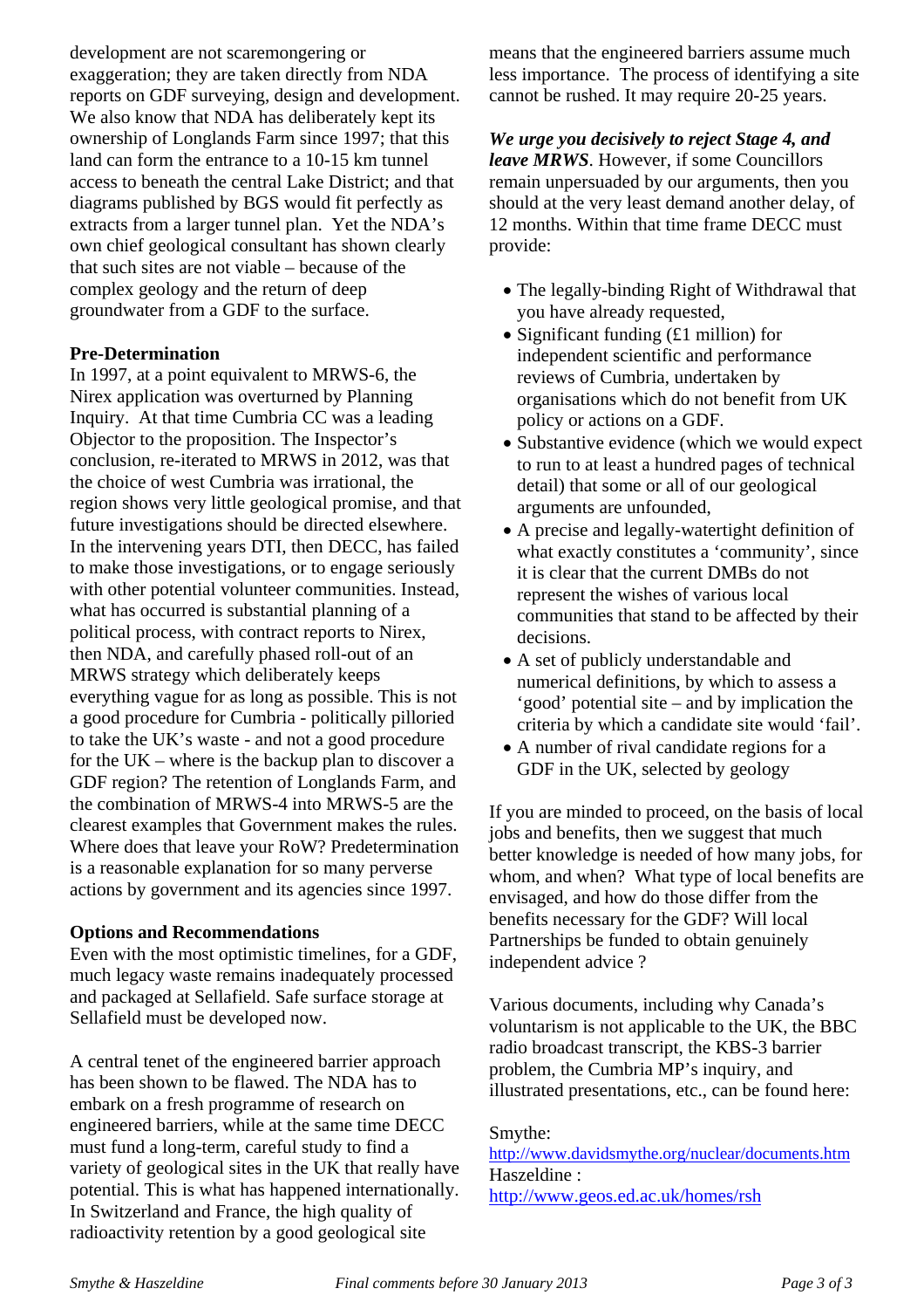development are not scaremongering or exaggeration; they are taken directly from NDA reports on GDF surveying, design and development. We also know that NDA has deliberately kept its ownership of Longlands Farm since 1997; that this land can form the entrance to a 10-15 km tunnel access to beneath the central Lake District; and that diagrams published by BGS would fit perfectly as extracts from a larger tunnel plan. Yet the NDA's own chief geological consultant has shown clearly that such sites are not viable – because of the complex geology and the return of deep groundwater from a GDF to the surface.

**Pre-Determination**

In 1997, at a point equivalent to MRWS-6, the Nirex application was overturned by Planning Inquiry. At that time Cumbria CC was a leading Objector to the proposition. The Inspector's conclusion, re-iterated to MRWS in 2012, was that the choice of west Cumbria was irrational, the region shows very little geological promise, and that future investigations should be directed elsewhere. In the intervening years DTI, then DECC, has failed to make those investigations, or to engage seriously with other potential volunteer communities. Instead, what has occurred is substantial planning of a political process, with contract reports to Nirex, then NDA, and carefully phased roll-out of an MRWS strategy which deliberately keeps everything vague for as long as possible. This is not a good procedure for Cumbria - politically pilloried to take the UK's waste - and not a good procedure for the UK – where is the backup plan to discover a GDF region? The retention of Longlands Farm, and the combination of MRWS-4 into MRWS-5 are the clearest examples that Government makes the rules. Where does that leave your RoW? Predetermination is a reasonable explanation for so many perverse actions by government and its agencies since 1997.

**Options and Recommendations**

Even with the most optimistic timelines, for a GDF, much legacy waste remains inadequately processed and packaged at Sellafield. Safe surface storage at Sellafield must be developed now.

A central tenet of the engineered barrier approach has been shown to be flawed. The NDA has to embark on a fresh programme of research on engineered barriers, while at the same time DECC must fund a long-term, careful study to find a variety of geological sites in the UK that really have potential. This is what has happened internationally. In Switzerland and France, the high quality of radioactivity retention by a good geological site means that the engineered barriers assume much less importance. The process of identifying a site cannot be rushed. It may require 20-25 years.

***We urge you decisively to reject Stage 4, and leave MRWS***. However, if some Councillors remain unpersuaded by our arguments, then you should at the very least demand another delay, of 12 months. Within that time frame DECC must provide:

- The legally-binding Right of Withdrawal that you have already requested,
- Significant funding (£1 million) for independent scientific and performance reviews of Cumbria, undertaken by organisations which do not benefit from UK policy or actions on a GDF.
- Substantive evidence (which we would expect to run to at least a hundred pages of technical detail) that some or all of our geological arguments are unfounded,
- A precise and legally-watertight definition of what exactly constitutes a 'community', since it is clear that the current DMBs do not represent the wishes of various local communities that stand to be affected by their decisions.
- A set of publicly understandable and numerical definitions, by which to assess a 'good' potential site – and by implication the criteria by which a candidate site would 'fail'.
- A number of rival candidate regions for a GDF in the UK, selected by geology

If you are minded to proceed, on the basis of local jobs and benefits, then we suggest that much better knowledge is needed of how many jobs, for whom, and when? What type of local benefits are envisaged, and how do those differ from the benefits necessary for the GDF? Will local Partnerships be funded to obtain genuinely independent advice ?

Various documents, including why Canada's voluntarism is not applicable to the UK, the BBC radio broadcast transcript, the KBS-3 barrier problem, the Cumbria MP's inquiry, and illustrated presentations, etc., can be found here:

Smythe:
http://www.davidsmythe.org/nuclear/documents.htm
Haszeldine :
http://www.geos.ed.ac.uk/homes/rsh